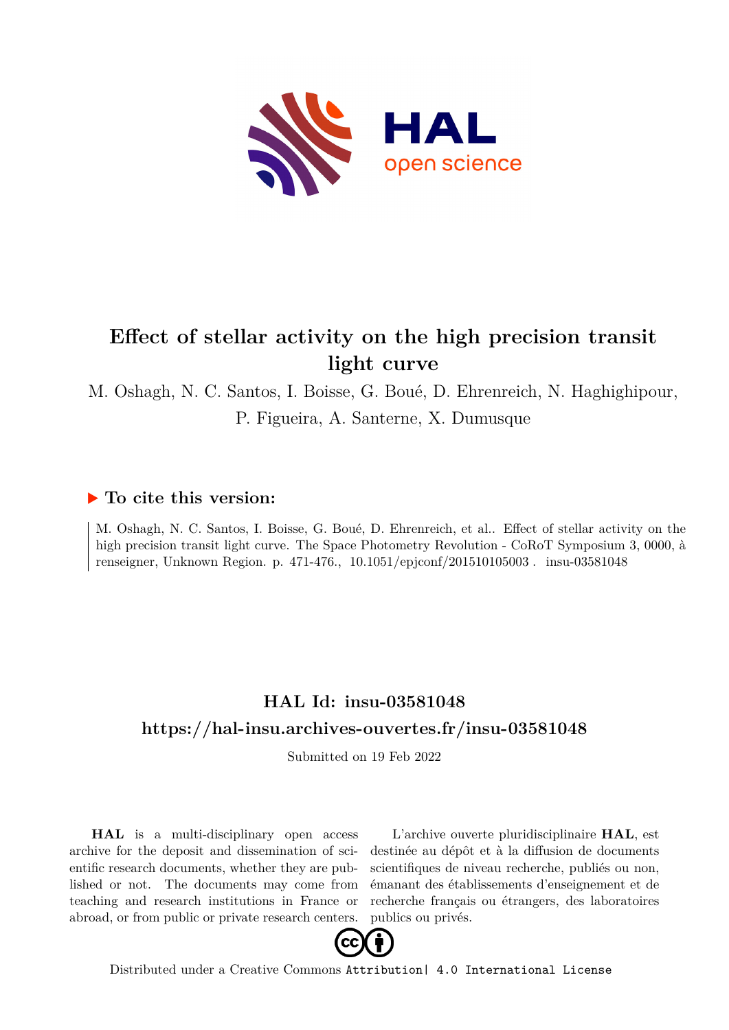# Effect of stellar activity on the high precision transit light curve

M. Oshagh, N. C. Santos, I. Boisse, G. Boué, D. Ehrenreich, N. Haghighipour, P. Figueira, A. Santerne, X. Dumusque

## ▶ To cite this version:

M. Oshagh, N. C. Santos, I. Boisse, G. Boué, D. Ehrenreich, et al.. Effect of stellar activity on the high precision transit light curve. The Space Photometry Revolution - CoRoT Symposium 3, 0000, à renseigner, Unknown Region. p. 471-476., 10.1051/epjconf/201510105003 . insu-03581048

## HAL Id: insu-03581048

## https://hal-insu.archives-ouvertes.fr/insu-03581048

Submitted on 19 Feb 2022

**HAL** is a multi-disciplinary open access archive for the deposit and dissemination of scientific research documents, whether they are published or not. The documents may come from teaching and research institutions in France or abroad, or from public or private research centers.

L'archive ouverte pluridisciplinaire **HAL**, est destinée au dépôt et à la diffusion de documents scientifiques de niveau recherche, publiés ou non, émanant des établissements d'enseignement et de recherche français ou étrangers, des laboratoires publics ou privés.

Distributed under a Creative Commons Attribution| 4.0 International License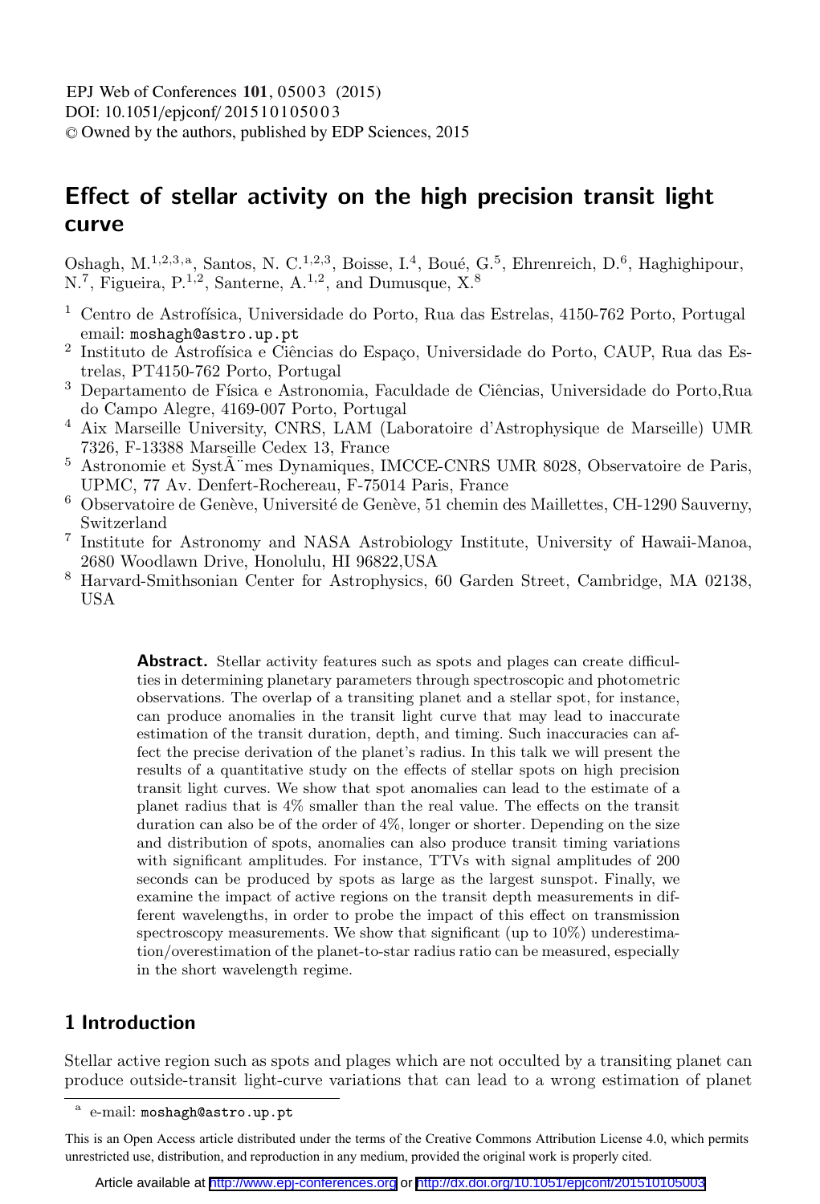# Effect of stellar activity on the high precision transit light curve

Oshagh, M.[1,2,3,a], Santos, N. C.[1,2,3], Boisse, I.[4], Boué, G.[5], Ehrenreich, D.[6], Haghighipour, N.[7], Figueira, P.[1,2], Santerne, A.[1,2], and Dumusque, X.[8]

[1] Centro de Astrofísica, Universidade do Porto, Rua das Estrelas, 4150-762 Porto, Portugal email: moshagh@astro.up.pt

[2] Instituto de Astrofísica e Ciências do Espaço, Universidade do Porto, CAUP, Rua das Estrelas, PT4150-762 Porto, Portugal

[3] Departamento de Física e Astronomia, Faculdade de Ciências, Universidade do Porto,Rua do Campo Alegre, 4169-007 Porto, Portugal

[4] Aix Marseille University, CNRS, LAM (Laboratoire d'Astrophysique de Marseille) UMR 7326, F-13388 Marseille Cedex 13, France

[5] Astronomie et SystÃ¨mes Dynamiques, IMCCE-CNRS UMR 8028, Observatoire de Paris, UPMC, 77 Av. Denfert-Rochereau, F-75014 Paris, France

[6] Observatoire de Genève, Université de Genève, 51 chemin des Maillettes, CH-1290 Sauverny, Switzerland

[7] Institute for Astronomy and NASA Astrobiology Institute, University of Hawaii-Manoa, 2680 Woodlawn Drive, Honolulu, HI 96822,USA

[8] Harvard-Smithsonian Center for Astrophysics, 60 Garden Street, Cambridge, MA 02138, USA

**Abstract.** Stellar activity features such as spots and plages can create difficulties in determining planetary parameters through spectroscopic and photometric observations. The overlap of a transiting planet and a stellar spot, for instance, can produce anomalies in the transit light curve that may lead to inaccurate estimation of the transit duration, depth, and timing. Such inaccuracies can affect the precise derivation of the planet's radius. In this talk we will present the results of a quantitative study on the effects of stellar spots on high precision transit light curves. We show that spot anomalies can lead to the estimate of a planet radius that is 4% smaller than the real value. The effects on the transit duration can also be of the order of 4%, longer or shorter. Depending on the size and distribution of spots, anomalies can also produce transit timing variations with significant amplitudes. For instance, TTVs with signal amplitudes of 200 seconds can be produced by spots as large as the largest sunspot. Finally, we examine the impact of active regions on the transit depth measurements in different wavelengths, in order to probe the impact of this effect on transmission spectroscopy measurements. We show that significant (up to 10%) underestimation/overestimation of the planet-to-star radius ratio can be measured, especially in the short wavelength regime.

## 1 Introduction

Stellar active region such as spots and plages which are not occulted by a transiting planet can produce outside-transit light-curve variations that can lead to a wrong estimation of planet

[a] e-mail: moshagh@astro.up.pt

This is an Open Access article distributed under the terms of the Creative Commons Attribution License 4.0, which permits unrestricted use, distribution, and reproduction in any medium, provided the original work is properly cited.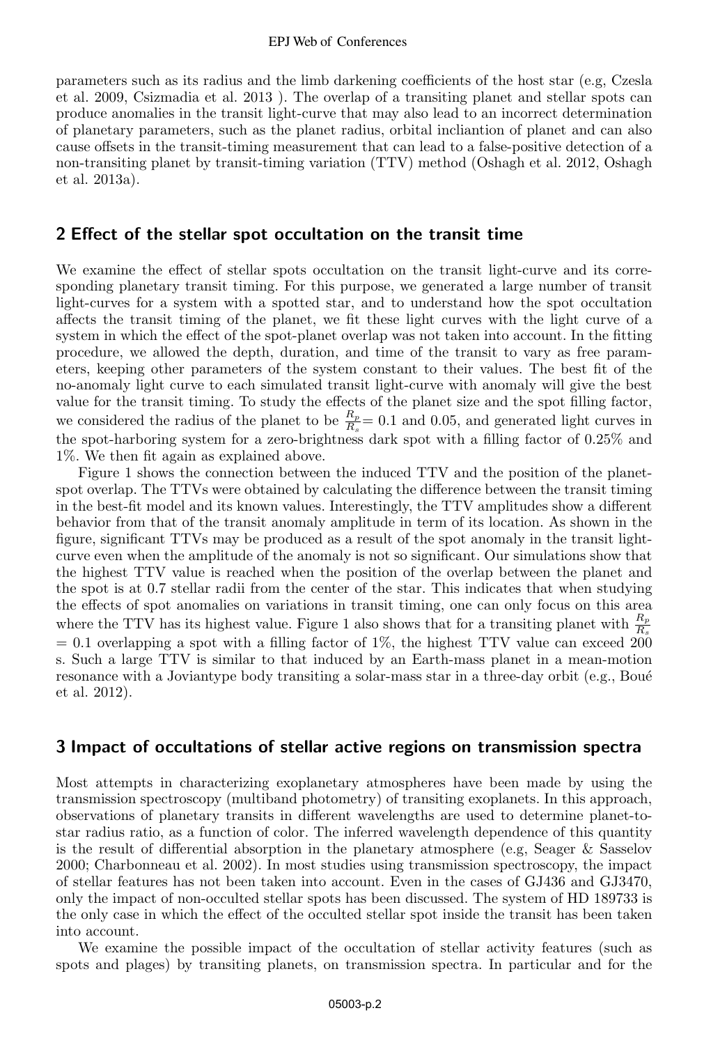parameters such as its radius and the limb darkening coefficients of the host star (e.g, Czesla et al. 2009, Csizmadia et al. 2013 ). The overlap of a transiting planet and stellar spots can produce anomalies in the transit light-curve that may also lead to an incorrect determination of planetary parameters, such as the planet radius, orbital incliantion of planet and can also cause offsets in the transit-timing measurement that can lead to a false-positive detection of a non-transiting planet by transit-timing variation (TTV) method (Oshagh et al. 2012, Oshagh et al. 2013a).

## 2 Effect of the stellar spot occultation on the transit time

We examine the effect of stellar spots occultation on the transit light-curve and its corresponding planetary transit timing. For this purpose, we generated a large number of transit light-curves for a system with a spotted star, and to understand how the spot occultation affects the transit timing of the planet, we fit these light curves with the light curve of a system in which the effect of the spot-planet overlap was not taken into account. In the fitting procedure, we allowed the depth, duration, and time of the transit to vary as free parameters, keeping other parameters of the system constant to their values. The best fit of the no-anomaly light curve to each simulated transit light-curve with anomaly will give the best value for the transit timing. To study the effects of the planet size and the spot filling factor, we considered the radius of the planet to be $\frac{R_p}{R_s}$= 0.1 and 0.05, and generated light curves in the spot-harboring system for a zero-brightness dark spot with a filling factor of 0.25% and 1%. We then fit again as explained above.

Figure 1 shows the connection between the induced TTV and the position of the planet-spot overlap. The TTVs were obtained by calculating the difference between the transit timing in the best-fit model and its known values. Interestingly, the TTV amplitudes show a different behavior from that of the transit anomaly amplitude in term of its location. As shown in the figure, significant TTVs may be produced as a result of the spot anomaly in the transit light-curve even when the amplitude of the anomaly is not so significant. Our simulations show that the highest TTV value is reached when the position of the overlap between the planet and the spot is at 0.7 stellar radii from the center of the star. This indicates that when studying the effects of spot anomalies on variations in transit timing, one can only focus on this area where the TTV has its highest value. Figure 1 also shows that for a transiting planet with $\frac{R_p}{R_s}$ = 0.1 overlapping a spot with a filling factor of 1%, the highest TTV value can exceed 200 s. Such a large TTV is similar to that induced by an Earth-mass planet in a mean-motion resonance with a Joviantype body transiting a solar-mass star in a three-day orbit (e.g., Boué et al. 2012).

## 3 Impact of occultations of stellar active regions on transmission spectra

Most attempts in characterizing exoplanetary atmospheres have been made by using the transmission spectroscopy (multiband photometry) of transiting exoplanets. In this approach, observations of planetary transits in different wavelengths are used to determine planet-to-star radius ratio, as a function of color. The inferred wavelength dependence of this quantity is the result of differential absorption in the planetary atmosphere (e.g, Seager & Sasselov 2000; Charbonneau et al. 2002). In most studies using transmission spectroscopy, the impact of stellar features has not been taken into account. Even in the cases of GJ436 and GJ3470, only the impact of non-occulted stellar spots has been discussed. The system of HD 189733 is the only case in which the effect of the occulted stellar spot inside the transit has been taken into account.

We examine the possible impact of the occultation of stellar activity features (such as spots and plages) by transiting planets, on transmission spectra. In particular and for the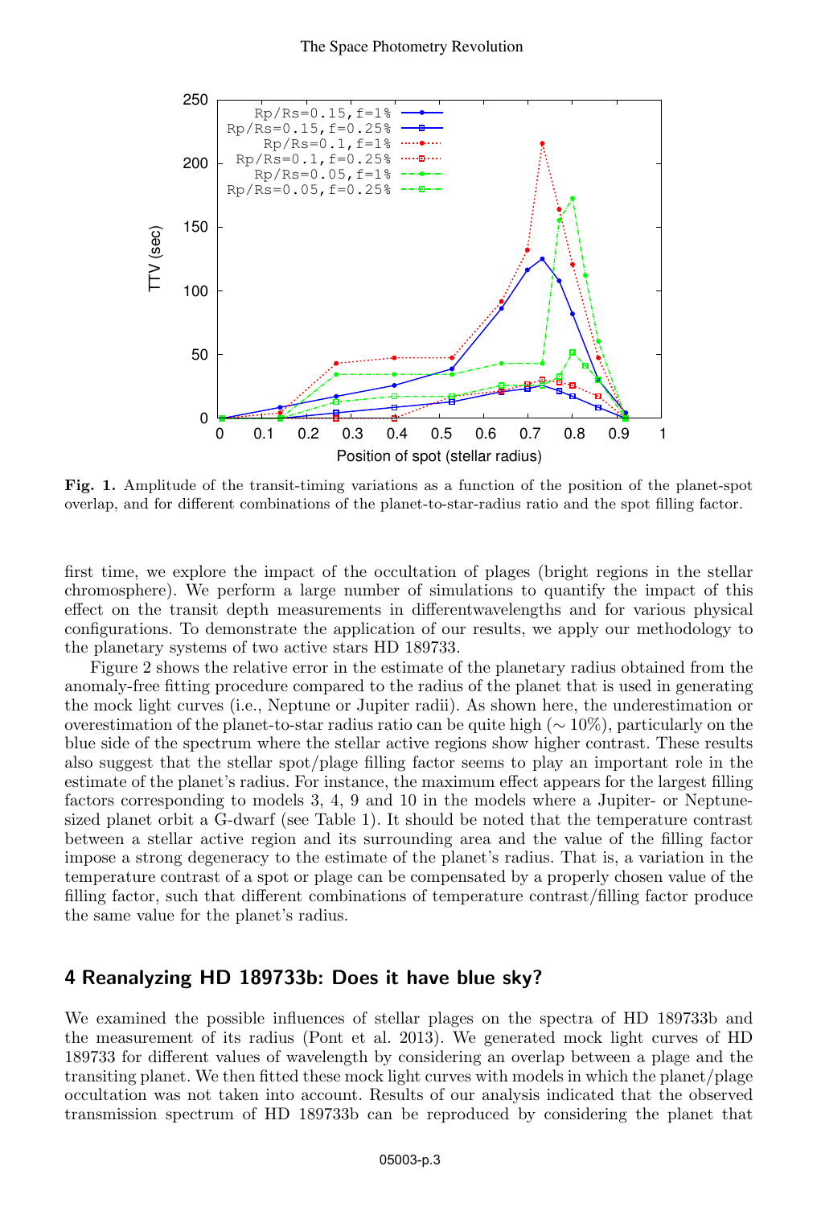**Fig. 1.** Amplitude of the transit-timing variations as a function of the position of the planet-spot overlap, and for different combinations of the planet-to-star-radius ratio and the spot filling factor.

first time, we explore the impact of the occultation of plages (bright regions in the stellar chromosphere). We perform a large number of simulations to quantify the impact of this effect on the transit depth measurements in differentwavelengths and for various physical configurations. To demonstrate the application of our results, we apply our methodology to the planetary systems of two active stars HD 189733.

Figure 2 shows the relative error in the estimate of the planetary radius obtained from the anomaly-free fitting procedure compared to the radius of the planet that is used in generating the mock light curves (i.e., Neptune or Jupiter radii). As shown here, the underestimation or overestimation of the planet-to-star radius ratio can be quite high ($\sim 10\%$), particularly on the blue side of the spectrum where the stellar active regions show higher contrast. These results also suggest that the stellar spot/plage filling factor seems to play an important role in the estimate of the planet's radius. For instance, the maximum effect appears for the largest filling factors corresponding to models 3, 4, 9 and 10 in the models where a Jupiter- or Neptune-sized planet orbit a G-dwarf (see Table 1). It should be noted that the temperature contrast between a stellar active region and its surrounding area and the value of the filling factor impose a strong degeneracy to the estimate of the planet's radius. That is, a variation in the temperature contrast of a spot or plage can be compensated by a properly chosen value of the filling factor, such that different combinations of temperature contrast/filling factor produce the same value for the planet's radius.

## 4 Reanalyzing HD 189733b: Does it have blue sky?

We examined the possible influences of stellar plages on the spectra of HD 189733b and the measurement of its radius (Pont et al. 2013). We generated mock light curves of HD 189733 for different values of wavelength by considering an overlap between a plage and the transiting planet. We then fitted these mock light curves with models in which the planet/plage occultation was not taken into account. Results of our analysis indicated that the observed transmission spectrum of HD 189733b can be reproduced by considering the planet that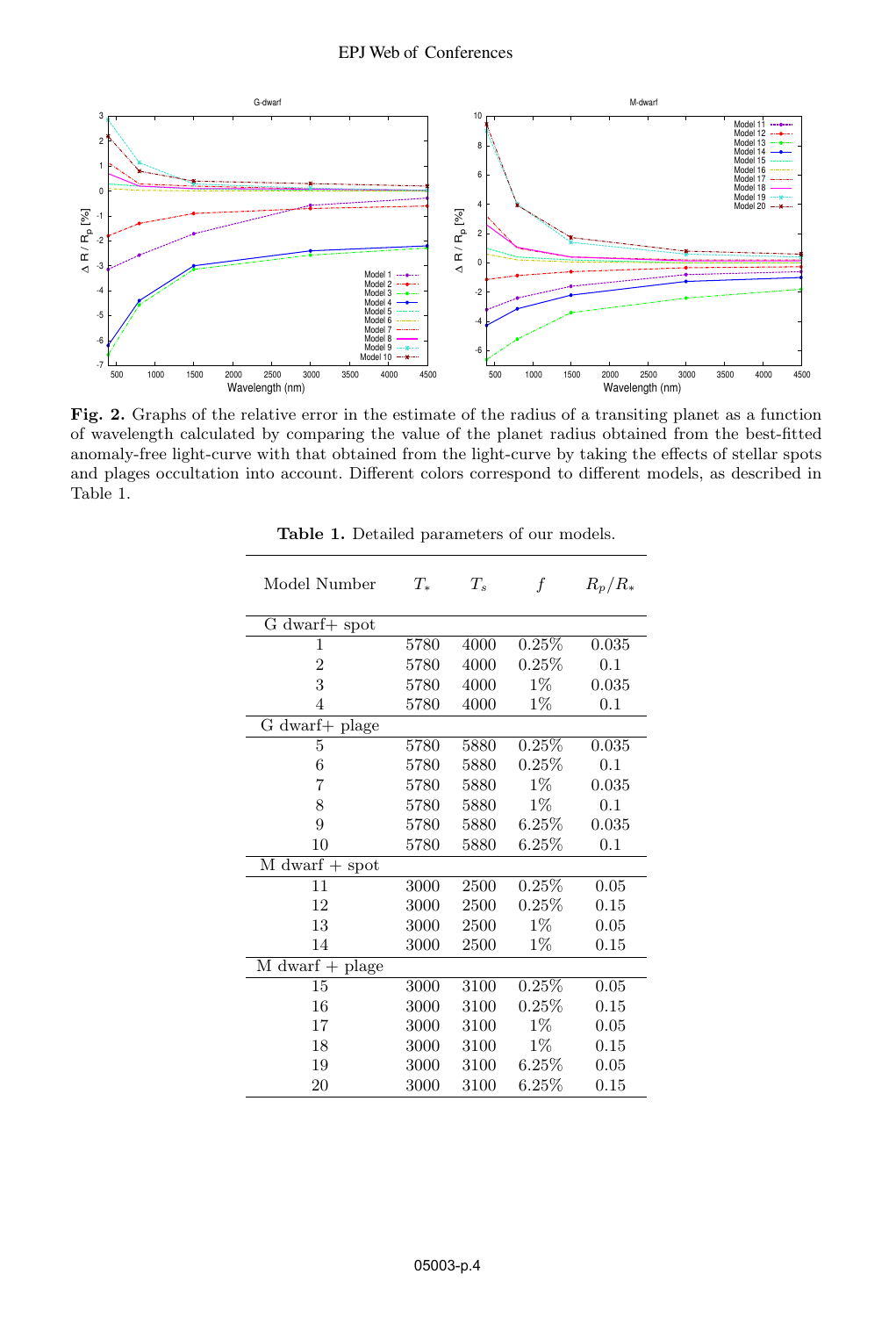**Fig. 2.** Graphs of the relative error in the estimate of the radius of a transiting planet as a function of wavelength calculated by comparing the value of the planet radius obtained from the best-fitted anomaly-free light-curve with that obtained from the light-curve by taking the effects of stellar spots and plages occultation into account. Different colors correspond to different models, as described in Table 1.

**Table 1.** Detailed parameters of our models.

| Model Number | $T_*$ | $T_s$ | $f$ | $R_p/R_*$ |
|---|---|---|---|---|
| G dwarf+ spot | | | | |
| 1 | 5780 | 4000 | 0.25% | 0.035 |
| 2 | 5780 | 4000 | 0.25% | 0.1 |
| 3 | 5780 | 4000 | 1% | 0.035 |
| 4 | 5780 | 4000 | 1% | 0.1 |
| G dwarf+ plage | | | | |
| 5 | 5780 | 5880 | 0.25% | 0.035 |
| 6 | 5780 | 5880 | 0.25% | 0.1 |
| 7 | 5780 | 5880 | 1% | 0.035 |
| 8 | 5780 | 5880 | 1% | 0.1 |
| 9 | 5780 | 5880 | 6.25% | 0.035 |
| 10 | 5780 | 5880 | 6.25% | 0.1 |
| M dwarf + spot | | | | |
| 11 | 3000 | 2500 | 0.25% | 0.05 |
| 12 | 3000 | 2500 | 0.25% | 0.15 |
| 13 | 3000 | 2500 | 1% | 0.05 |
| 14 | 3000 | 2500 | 1% | 0.15 |
| M dwarf + plage | | | | |
| 15 | 3000 | 3100 | 0.25% | 0.05 |
| 16 | 3000 | 3100 | 0.25% | 0.15 |
| 17 | 3000 | 3100 | 1% | 0.05 |
| 18 | 3000 | 3100 | 1% | 0.15 |
| 19 | 3000 | 3100 | 6.25% | 0.05 |
| 20 | 3000 | 3100 | 6.25% | 0.15 |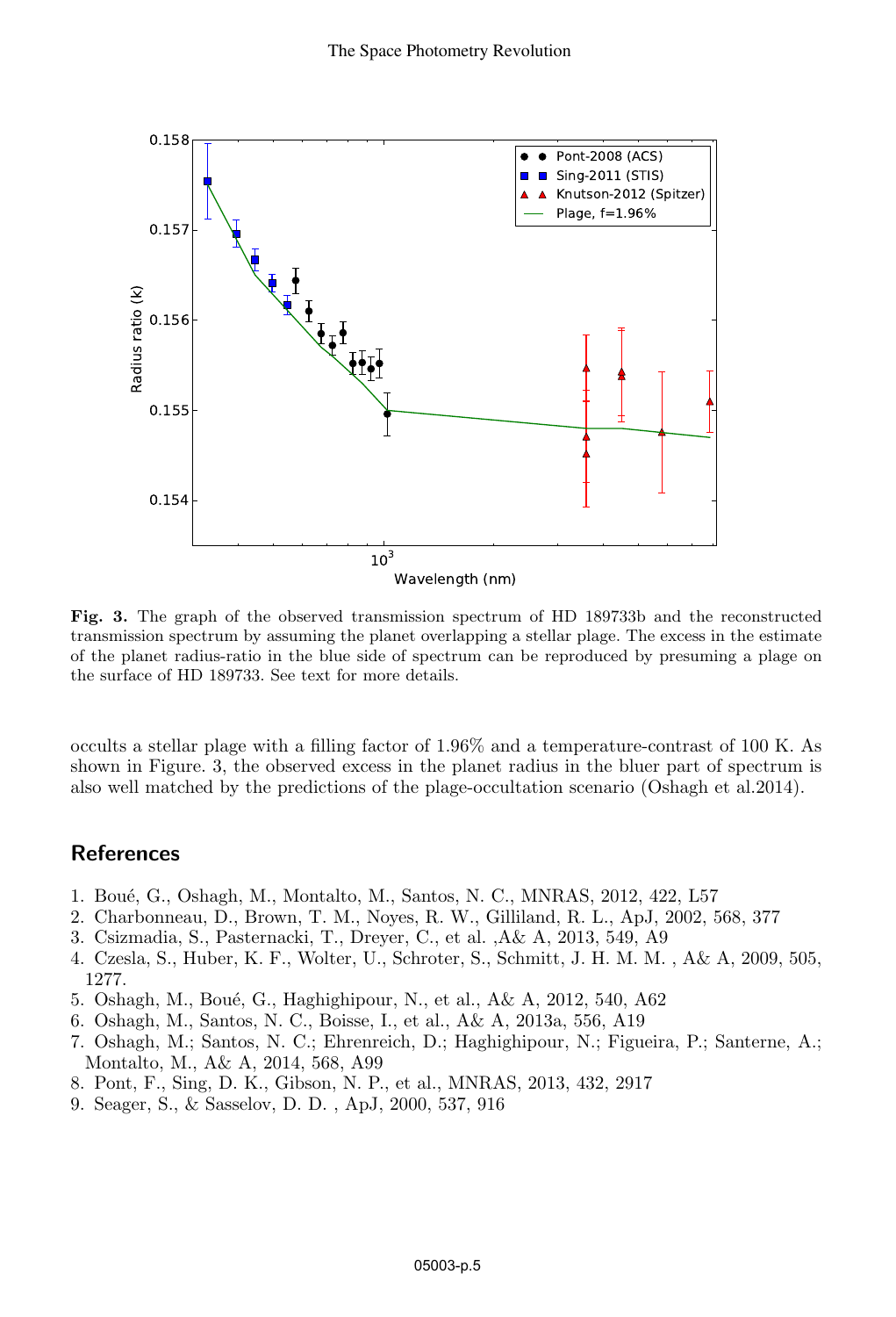0.158

0.157

0.156

0.155

0.154

Radius ratio (k)

$10^3$

Wavelength (nm)

Pont-2008 (ACS)

Sing-2011 (STIS)

Knutson-2012 (Spitzer)

Plage, f=1.96%

**Fig. 3.** The graph of the observed transmission spectrum of HD 189733b and the reconstructed transmission spectrum by assuming the planet overlapping a stellar plage. The excess in the estimate of the planet radius-ratio in the blue side of spectrum can be reproduced by presuming a plage on the surface of HD 189733. See text for more details.

occults a stellar plage with a filling factor of 1.96% and a temperature-contrast of 100 K. As shown in Figure. 3, the observed excess in the planet radius in the bluer part of spectrum is also well matched by the predictions of the plage-occultation scenario (Oshagh et al.2014).

## References

1. Boué, G., Oshagh, M., Montalto, M., Santos, N. C., MNRAS, 2012, 422, L57
2. Charbonneau, D., Brown, T. M., Noyes, R. W., Gilliland, R. L., ApJ, 2002, 568, 377
3. Csizmadia, S., Pasternacki, T., Dreyer, C., et al. ,A& A, 2013, 549, A9
4. Czesla, S., Huber, K. F., Wolter, U., Schroter, S., Schmitt, J. H. M. M. , A& A, 2009, 505, 1277.
5. Oshagh, M., Boué, G., Haghighipour, N., et al., A& A, 2012, 540, A62
6. Oshagh, M., Santos, N. C., Boisse, I., et al., A& A, 2013a, 556, A19
7. Oshagh, M.; Santos, N. C.; Ehrenreich, D.; Haghighipour, N.; Figueira, P.; Santerne, A.; Montalto, M., A& A, 2014, 568, A99
8. Pont, F., Sing, D. K., Gibson, N. P., et al., MNRAS, 2013, 432, 2917
9. Seager, S., & Sasselov, D. D. , ApJ, 2000, 537, 916